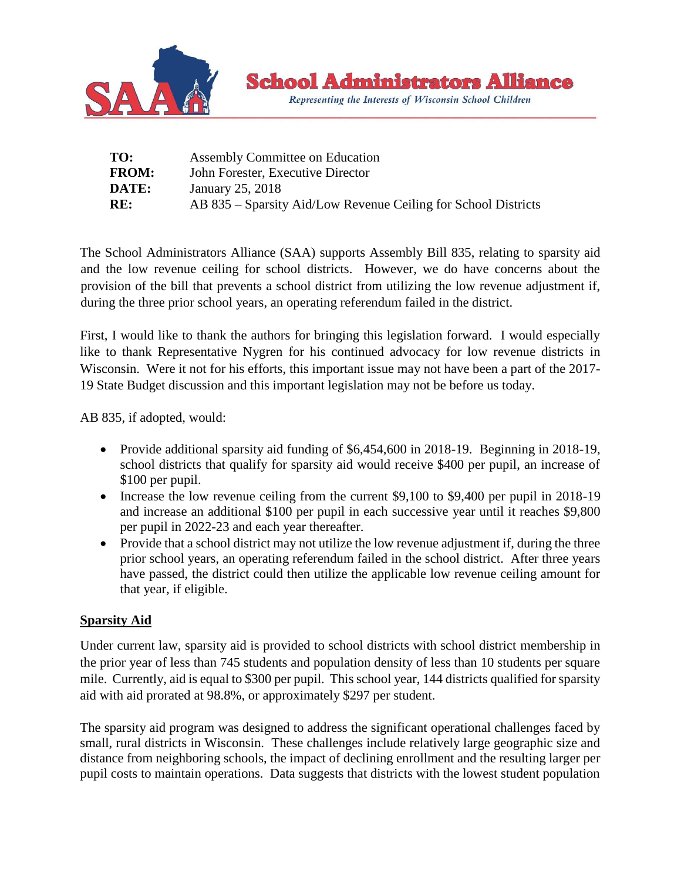# School Administrators Alliance

*Representing the Interests of Wisconsin School Children*

| | |
|---|---|
| **TO:** | Assembly Committee on Education |
| **FROM:** | John Forester, Executive Director |
| **DATE:** | January 25, 2018 |
| **RE:** | AB 835 – Sparsity Aid/Low Revenue Ceiling for School Districts |

The School Administrators Alliance (SAA) supports Assembly Bill 835, relating to sparsity aid and the low revenue ceiling for school districts. However, we do have concerns about the provision of the bill that prevents a school district from utilizing the low revenue adjustment if, during the three prior school years, an operating referendum failed in the district.

First, I would like to thank the authors for bringing this legislation forward. I would especially like to thank Representative Nygren for his continued advocacy for low revenue districts in Wisconsin. Were it not for his efforts, this important issue may not have been a part of the 2017-19 State Budget discussion and this important legislation may not be before us today.

AB 835, if adopted, would:

- Provide additional sparsity aid funding of $6,454,600 in 2018-19. Beginning in 2018-19, school districts that qualify for sparsity aid would receive $400 per pupil, an increase of $100 per pupil.
- Increase the low revenue ceiling from the current $9,100 to $9,400 per pupil in 2018-19 and increase an additional $100 per pupil in each successive year until it reaches $9,800 per pupil in 2022-23 and each year thereafter.
- Provide that a school district may not utilize the low revenue adjustment if, during the three prior school years, an operating referendum failed in the school district. After three years have passed, the district could then utilize the applicable low revenue ceiling amount for that year, if eligible.

## Sparsity Aid

Under current law, sparsity aid is provided to school districts with school district membership in the prior year of less than 745 students and population density of less than 10 students per square mile. Currently, aid is equal to $300 per pupil. This school year, 144 districts qualified for sparsity aid with aid prorated at 98.8%, or approximately $297 per student.

The sparsity aid program was designed to address the significant operational challenges faced by small, rural districts in Wisconsin. These challenges include relatively large geographic size and distance from neighboring schools, the impact of declining enrollment and the resulting larger per pupil costs to maintain operations. Data suggests that districts with the lowest student population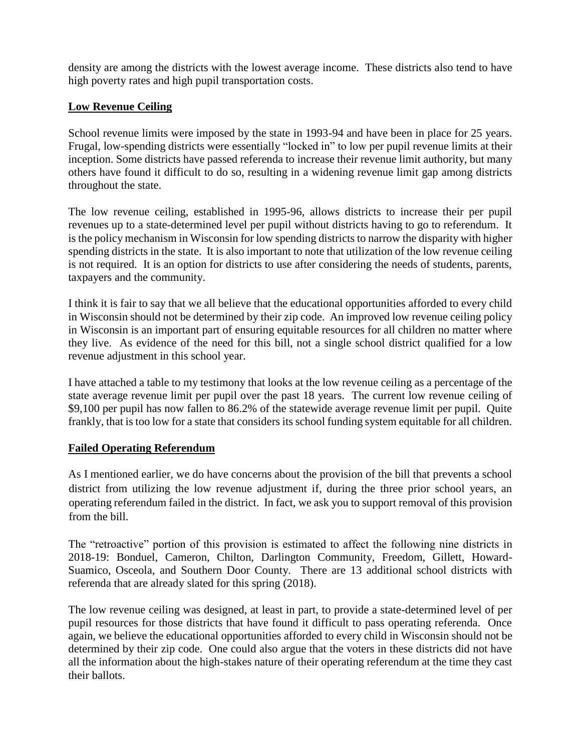density are among the districts with the lowest average income. These districts also tend to have high poverty rates and high pupil transportation costs.

**Low Revenue Ceiling**

School revenue limits were imposed by the state in 1993-94 and have been in place for 25 years. Frugal, low-spending districts were essentially "locked in" to low per pupil revenue limits at their inception. Some districts have passed referenda to increase their revenue limit authority, but many others have found it difficult to do so, resulting in a widening revenue limit gap among districts throughout the state.

The low revenue ceiling, established in 1995-96, allows districts to increase their per pupil revenues up to a state-determined level per pupil without districts having to go to referendum. It is the policy mechanism in Wisconsin for low spending districts to narrow the disparity with higher spending districts in the state. It is also important to note that utilization of the low revenue ceiling is not required. It is an option for districts to use after considering the needs of students, parents, taxpayers and the community.

I think it is fair to say that we all believe that the educational opportunities afforded to every child in Wisconsin should not be determined by their zip code. An improved low revenue ceiling policy in Wisconsin is an important part of ensuring equitable resources for all children no matter where they live. As evidence of the need for this bill, not a single school district qualified for a low revenue adjustment in this school year.

I have attached a table to my testimony that looks at the low revenue ceiling as a percentage of the state average revenue limit per pupil over the past 18 years. The current low revenue ceiling of $9,100 per pupil has now fallen to 86.2% of the statewide average revenue limit per pupil. Quite frankly, that is too low for a state that considers its school funding system equitable for all children.

**Failed Operating Referendum**

As I mentioned earlier, we do have concerns about the provision of the bill that prevents a school district from utilizing the low revenue adjustment if, during the three prior school years, an operating referendum failed in the district. In fact, we ask you to support removal of this provision from the bill.

The "retroactive" portion of this provision is estimated to affect the following nine districts in 2018-19: Bonduel, Cameron, Chilton, Darlington Community, Freedom, Gillett, Howard-Suamico, Osceola, and Southern Door County. There are 13 additional school districts with referenda that are already slated for this spring (2018).

The low revenue ceiling was designed, at least in part, to provide a state-determined level of per pupil resources for those districts that have found it difficult to pass operating referenda. Once again, we believe the educational opportunities afforded to every child in Wisconsin should not be determined by their zip code. One could also argue that the voters in these districts did not have all the information about the high-stakes nature of their operating referendum at the time they cast their ballots.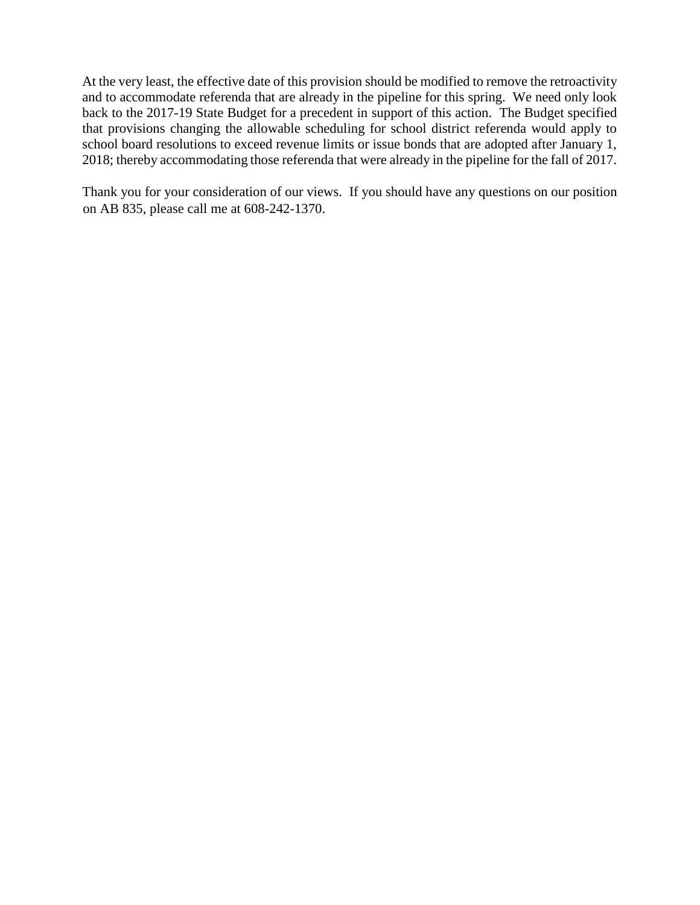At the very least, the effective date of this provision should be modified to remove the retroactivity and to accommodate referenda that are already in the pipeline for this spring. We need only look back to the 2017-19 State Budget for a precedent in support of this action. The Budget specified that provisions changing the allowable scheduling for school district referenda would apply to school board resolutions to exceed revenue limits or issue bonds that are adopted after January 1, 2018; thereby accommodating those referenda that were already in the pipeline for the fall of 2017.

Thank you for your consideration of our views. If you should have any questions on our position on AB 835, please call me at 608-242-1370.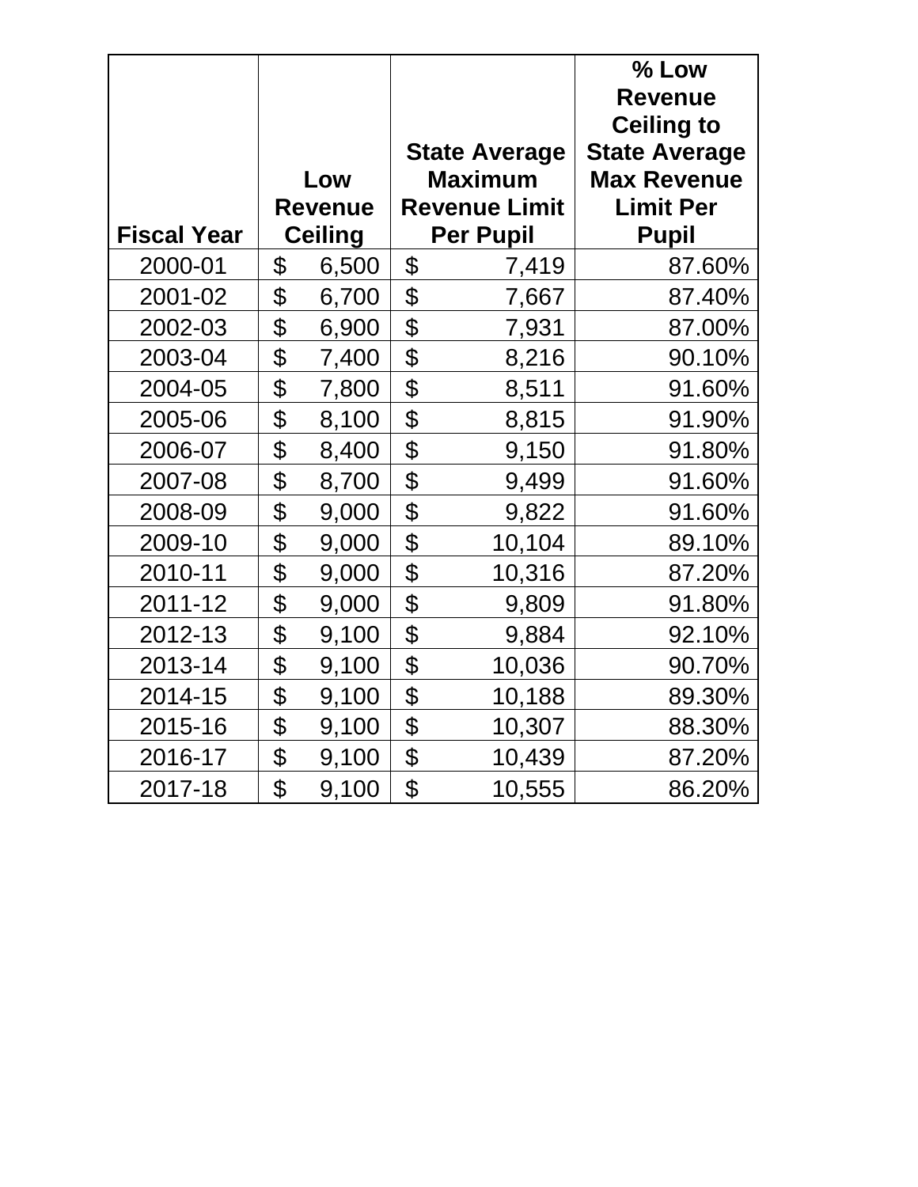| Fiscal Year | Low Revenue Ceiling | State Average Maximum Revenue Limit Per Pupil | % Low Revenue Ceiling to State Average Max Revenue Limit Per Pupil |
|---|---|---|---|
| 2000-01 | $ 6,500 | $ 7,419 | 87.60% |
| 2001-02 | $ 6,700 | $ 7,667 | 87.40% |
| 2002-03 | $ 6,900 | $ 7,931 | 87.00% |
| 2003-04 | $ 7,400 | $ 8,216 | 90.10% |
| 2004-05 | $ 7,800 | $ 8,511 | 91.60% |
| 2005-06 | $ 8,100 | $ 8,815 | 91.90% |
| 2006-07 | $ 8,400 | $ 9,150 | 91.80% |
| 2007-08 | $ 8,700 | $ 9,499 | 91.60% |
| 2008-09 | $ 9,000 | $ 9,822 | 91.60% |
| 2009-10 | $ 9,000 | $ 10,104 | 89.10% |
| 2010-11 | $ 9,000 | $ 10,316 | 87.20% |
| 2011-12 | $ 9,000 | $ 9,809 | 91.80% |
| 2012-13 | $ 9,100 | $ 9,884 | 92.10% |
| 2013-14 | $ 9,100 | $ 10,036 | 90.70% |
| 2014-15 | $ 9,100 | $ 10,188 | 89.30% |
| 2015-16 | $ 9,100 | $ 10,307 | 88.30% |
| 2016-17 | $ 9,100 | $ 10,439 | 87.20% |
| 2017-18 | $ 9,100 | $ 10,555 | 86.20% |